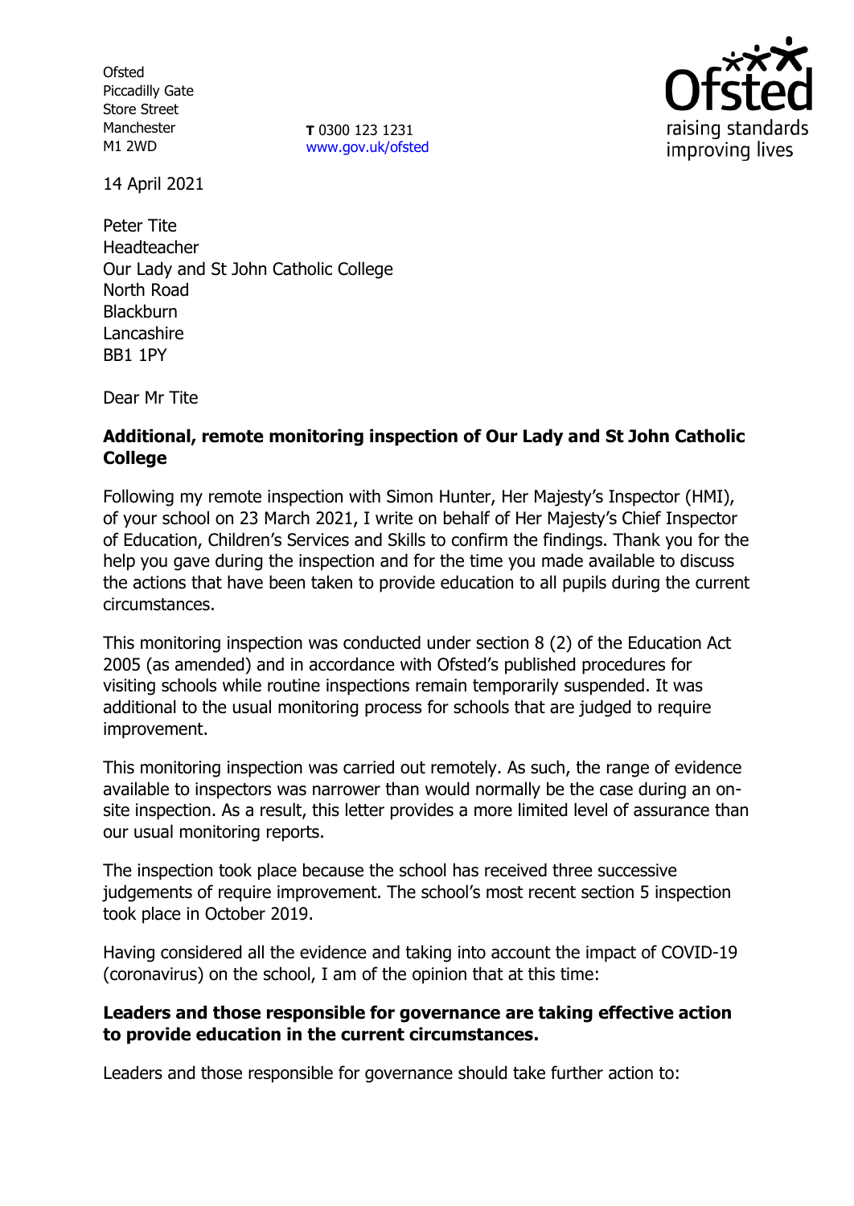Ofsted
Piccadilly Gate
Store Street
Manchester
M1 2WD

**T** 0300 123 1231
www.gov.uk/ofsted

14 April 2021

Peter Tite
Headteacher
Our Lady and St John Catholic College
North Road
Blackburn
Lancashire
BB1 1PY

Dear Mr Tite

**Additional, remote monitoring inspection of Our Lady and St John Catholic College**

Following my remote inspection with Simon Hunter, Her Majesty's Inspector (HMI), of your school on 23 March 2021, I write on behalf of Her Majesty's Chief Inspector of Education, Children's Services and Skills to confirm the findings. Thank you for the help you gave during the inspection and for the time you made available to discuss the actions that have been taken to provide education to all pupils during the current circumstances.

This monitoring inspection was conducted under section 8 (2) of the Education Act 2005 (as amended) and in accordance with Ofsted's published procedures for visiting schools while routine inspections remain temporarily suspended. It was additional to the usual monitoring process for schools that are judged to require improvement.

This monitoring inspection was carried out remotely. As such, the range of evidence available to inspectors was narrower than would normally be the case during an on-site inspection. As a result, this letter provides a more limited level of assurance than our usual monitoring reports.

The inspection took place because the school has received three successive judgements of require improvement. The school's most recent section 5 inspection took place in October 2019.

Having considered all the evidence and taking into account the impact of COVID-19 (coronavirus) on the school, I am of the opinion that at this time:

**Leaders and those responsible for governance are taking effective action to provide education in the current circumstances.**

Leaders and those responsible for governance should take further action to: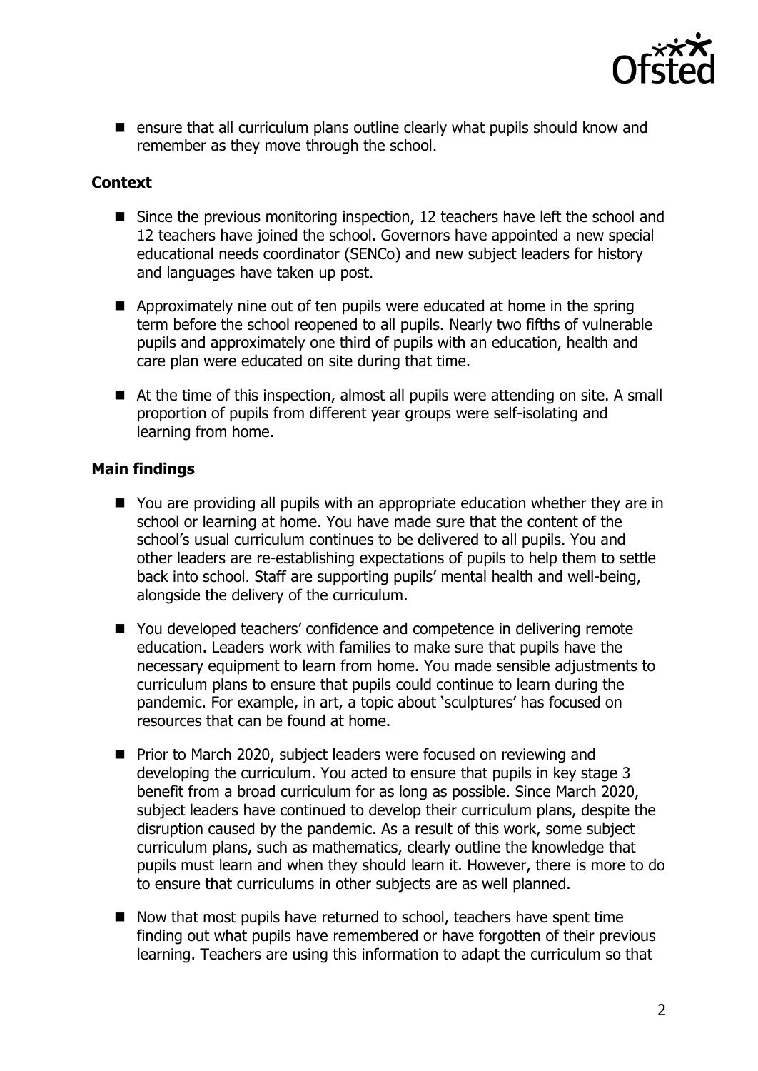- ensure that all curriculum plans outline clearly what pupils should know and remember as they move through the school.

### Context

- Since the previous monitoring inspection, 12 teachers have left the school and 12 teachers have joined the school. Governors have appointed a new special educational needs coordinator (SENCo) and new subject leaders for history and languages have taken up post.
- Approximately nine out of ten pupils were educated at home in the spring term before the school reopened to all pupils. Nearly two fifths of vulnerable pupils and approximately one third of pupils with an education, health and care plan were educated on site during that time.
- At the time of this inspection, almost all pupils were attending on site. A small proportion of pupils from different year groups were self-isolating and learning from home.

### Main findings

- You are providing all pupils with an appropriate education whether they are in school or learning at home. You have made sure that the content of the school's usual curriculum continues to be delivered to all pupils. You and other leaders are re-establishing expectations of pupils to help them to settle back into school. Staff are supporting pupils' mental health and well-being, alongside the delivery of the curriculum.
- You developed teachers' confidence and competence in delivering remote education. Leaders work with families to make sure that pupils have the necessary equipment to learn from home. You made sensible adjustments to curriculum plans to ensure that pupils could continue to learn during the pandemic. For example, in art, a topic about 'sculptures' has focused on resources that can be found at home.
- Prior to March 2020, subject leaders were focused on reviewing and developing the curriculum. You acted to ensure that pupils in key stage 3 benefit from a broad curriculum for as long as possible. Since March 2020, subject leaders have continued to develop their curriculum plans, despite the disruption caused by the pandemic. As a result of this work, some subject curriculum plans, such as mathematics, clearly outline the knowledge that pupils must learn and when they should learn it. However, there is more to do to ensure that curriculums in other subjects are as well planned.
- Now that most pupils have returned to school, teachers have spent time finding out what pupils have remembered or have forgotten of their previous learning. Teachers are using this information to adapt the curriculum so that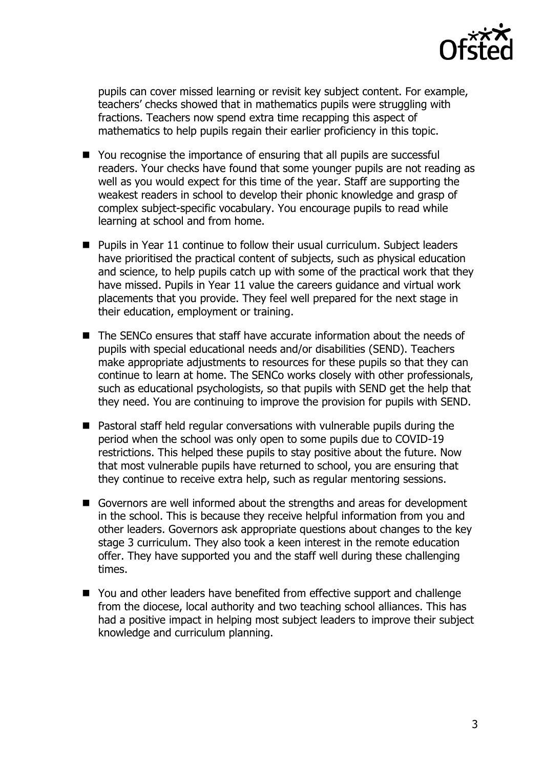pupils can cover missed learning or revisit key subject content. For example, teachers' checks showed that in mathematics pupils were struggling with fractions. Teachers now spend extra time recapping this aspect of mathematics to help pupils regain their earlier proficiency in this topic.

- You recognise the importance of ensuring that all pupils are successful readers. Your checks have found that some younger pupils are not reading as well as you would expect for this time of the year. Staff are supporting the weakest readers in school to develop their phonic knowledge and grasp of complex subject-specific vocabulary. You encourage pupils to read while learning at school and from home.
- Pupils in Year 11 continue to follow their usual curriculum. Subject leaders have prioritised the practical content of subjects, such as physical education and science, to help pupils catch up with some of the practical work that they have missed. Pupils in Year 11 value the careers guidance and virtual work placements that you provide. They feel well prepared for the next stage in their education, employment or training.
- The SENCo ensures that staff have accurate information about the needs of pupils with special educational needs and/or disabilities (SEND). Teachers make appropriate adjustments to resources for these pupils so that they can continue to learn at home. The SENCo works closely with other professionals, such as educational psychologists, so that pupils with SEND get the help that they need. You are continuing to improve the provision for pupils with SEND.
- Pastoral staff held regular conversations with vulnerable pupils during the period when the school was only open to some pupils due to COVID-19 restrictions. This helped these pupils to stay positive about the future. Now that most vulnerable pupils have returned to school, you are ensuring that they continue to receive extra help, such as regular mentoring sessions.
- Governors are well informed about the strengths and areas for development in the school. This is because they receive helpful information from you and other leaders. Governors ask appropriate questions about changes to the key stage 3 curriculum. They also took a keen interest in the remote education offer. They have supported you and the staff well during these challenging times.
- You and other leaders have benefited from effective support and challenge from the diocese, local authority and two teaching school alliances. This has had a positive impact in helping most subject leaders to improve their subject knowledge and curriculum planning.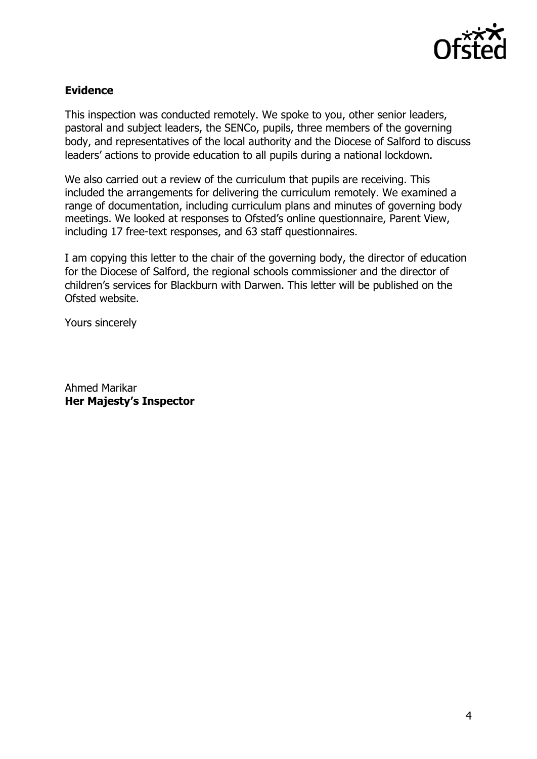**Evidence**

This inspection was conducted remotely. We spoke to you, other senior leaders, pastoral and subject leaders, the SENCo, pupils, three members of the governing body, and representatives of the local authority and the Diocese of Salford to discuss leaders' actions to provide education to all pupils during a national lockdown.

We also carried out a review of the curriculum that pupils are receiving. This included the arrangements for delivering the curriculum remotely. We examined a range of documentation, including curriculum plans and minutes of governing body meetings. We looked at responses to Ofsted's online questionnaire, Parent View, including 17 free-text responses, and 63 staff questionnaires.

I am copying this letter to the chair of the governing body, the director of education for the Diocese of Salford, the regional schools commissioner and the director of children's services for Blackburn with Darwen. This letter will be published on the Ofsted website.

Yours sincerely

Ahmed Marikar
**Her Majesty's Inspector**